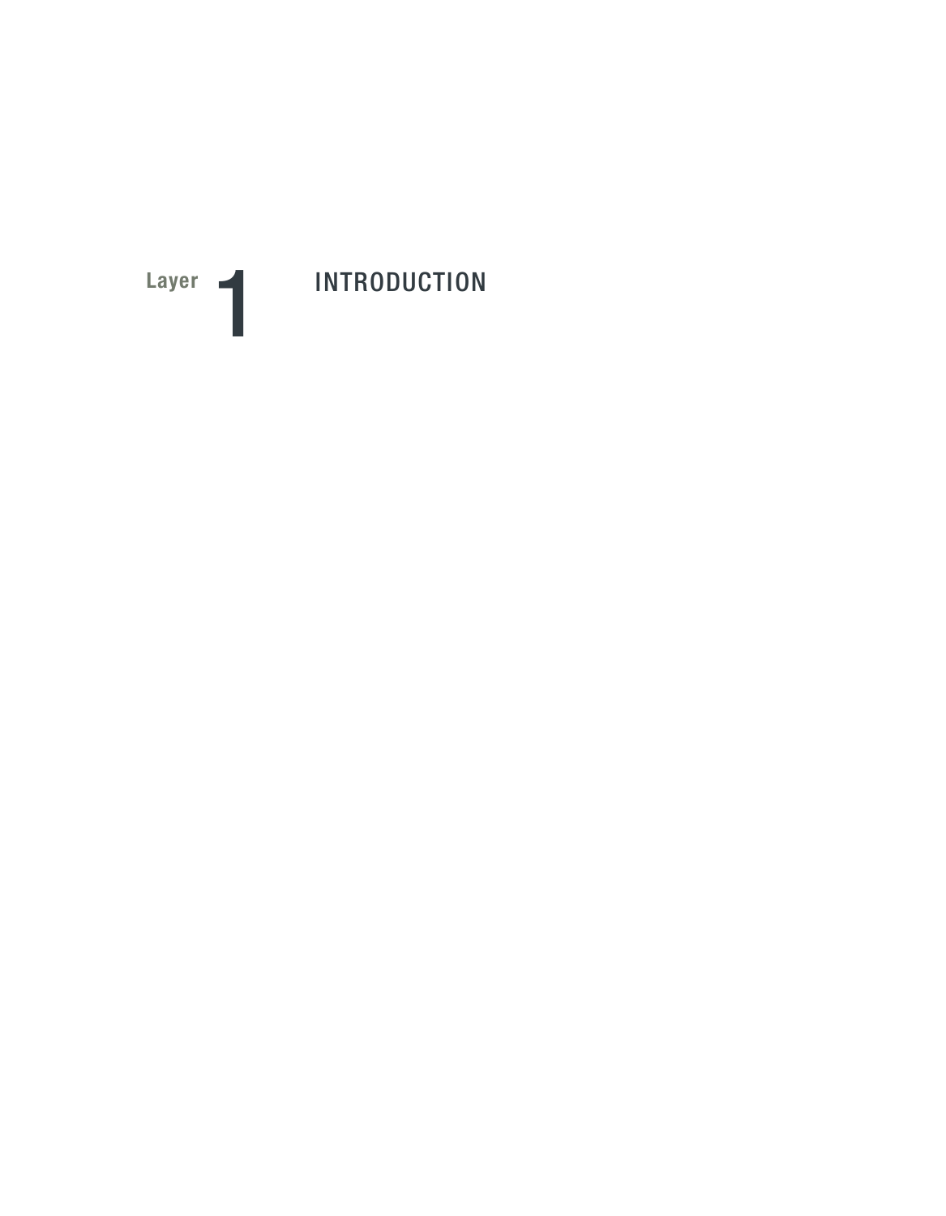# Layer 1 INTRODUCTION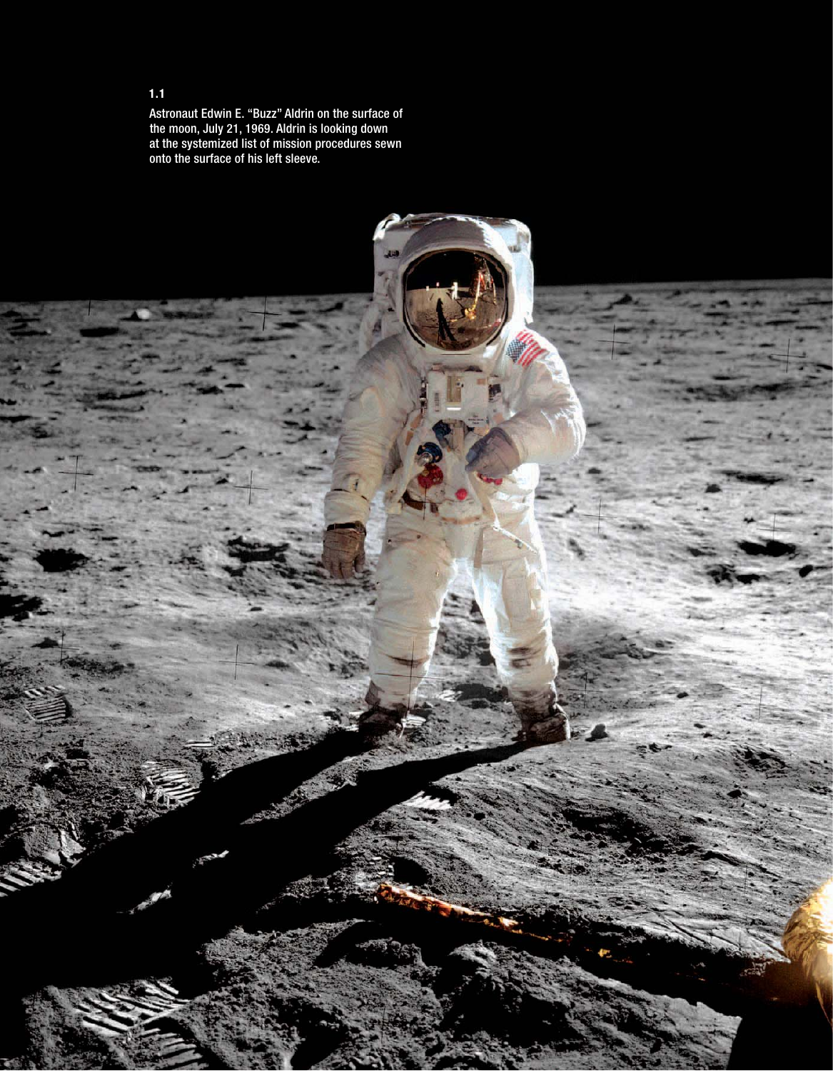1.1

Astronaut Edwin E. "Buzz" Aldrin on the surface of the moon, July 21, 1969. Aldrin is looking down at the systemized list of mission procedures sewn onto the surface of his left sleeve.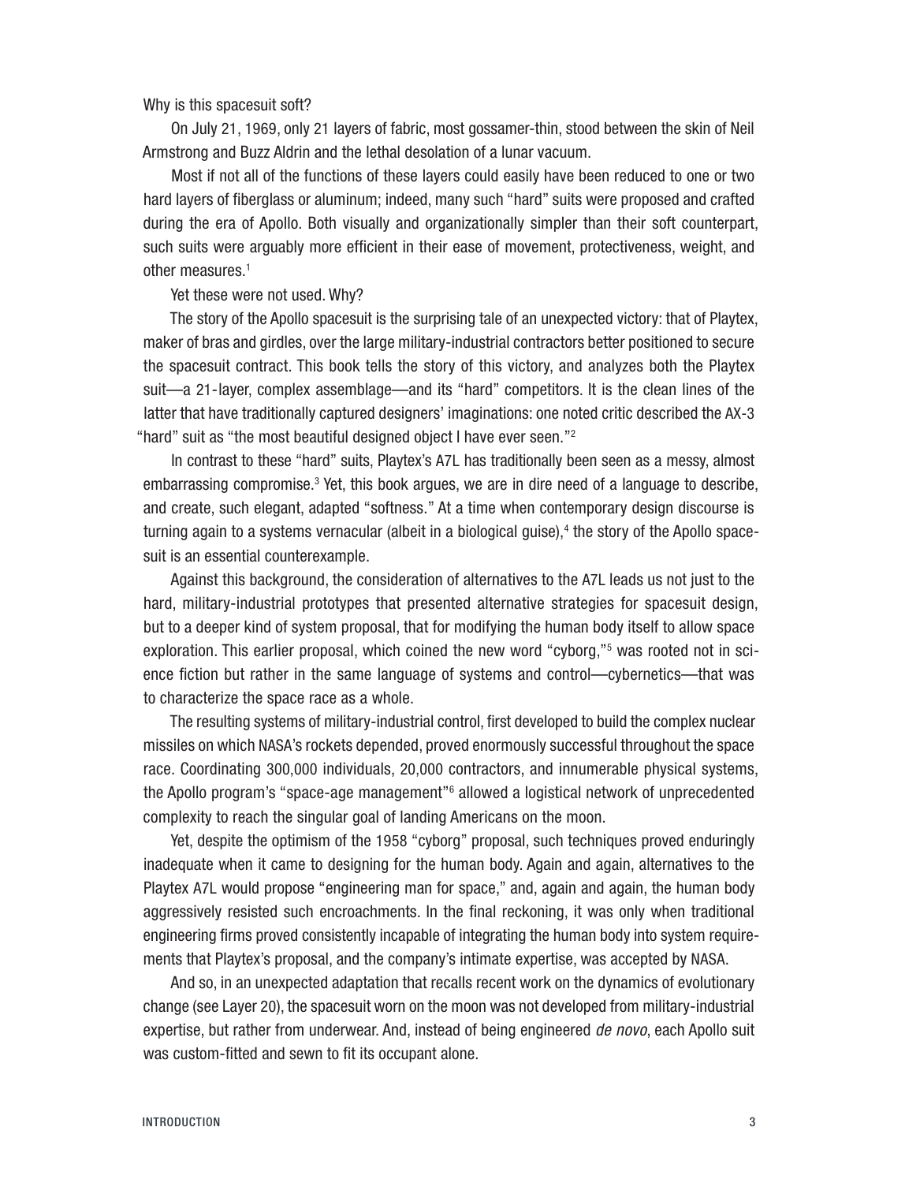Why is this spacesuit soft?

On July 21, 1969, only 21 layers of fabric, most gossamer-thin, stood between the skin of Neil Armstrong and Buzz Aldrin and the lethal desolation of a lunar vacuum.

Most if not all of the functions of these layers could easily have been reduced to one or two hard layers of fiberglass or aluminum; indeed, many such "hard" suits were proposed and crafted during the era of Apollo. Both visually and organizationally simpler than their soft counterpart, such suits were arguably more efficient in their ease of movement, protectiveness, weight, and other measures.[1]

Yet these were not used. Why?

The story of the Apollo spacesuit is the surprising tale of an unexpected victory: that of Playtex, maker of bras and girdles, over the large military-industrial contractors better positioned to secure the spacesuit contract. This book tells the story of this victory, and analyzes both the Playtex suit—a 21-layer, complex assemblage—and its "hard" competitors. It is the clean lines of the latter that have traditionally captured designers' imaginations: one noted critic described the AX-3 "hard" suit as "the most beautiful designed object I have ever seen."[2]

In contrast to these "hard" suits, Playtex's A7L has traditionally been seen as a messy, almost embarrassing compromise.[3] Yet, this book argues, we are in dire need of a language to describe, and create, such elegant, adapted "softness." At a time when contemporary design discourse is turning again to a systems vernacular (albeit in a biological guise),[4] the story of the Apollo spacesuit is an essential counterexample.

Against this background, the consideration of alternatives to the A7L leads us not just to the hard, military-industrial prototypes that presented alternative strategies for spacesuit design, but to a deeper kind of system proposal, that for modifying the human body itself to allow space exploration. This earlier proposal, which coined the new word "cyborg,"[5] was rooted not in science fiction but rather in the same language of systems and control—cybernetics—that was to characterize the space race as a whole.

The resulting systems of military-industrial control, first developed to build the complex nuclear missiles on which NASA's rockets depended, proved enormously successful throughout the space race. Coordinating 300,000 individuals, 20,000 contractors, and innumerable physical systems, the Apollo program's "space-age management"[6] allowed a logistical network of unprecedented complexity to reach the singular goal of landing Americans on the moon.

Yet, despite the optimism of the 1958 "cyborg" proposal, such techniques proved enduringly inadequate when it came to designing for the human body. Again and again, alternatives to the Playtex A7L would propose "engineering man for space," and, again and again, the human body aggressively resisted such encroachments. In the final reckoning, it was only when traditional engineering firms proved consistently incapable of integrating the human body into system requirements that Playtex's proposal, and the company's intimate expertise, was accepted by NASA.

And so, in an unexpected adaptation that recalls recent work on the dynamics of evolutionary change (see Layer 20), the spacesuit worn on the moon was not developed from military-industrial expertise, but rather from underwear. And, instead of being engineered *de novo*, each Apollo suit was custom-fitted and sewn to fit its occupant alone.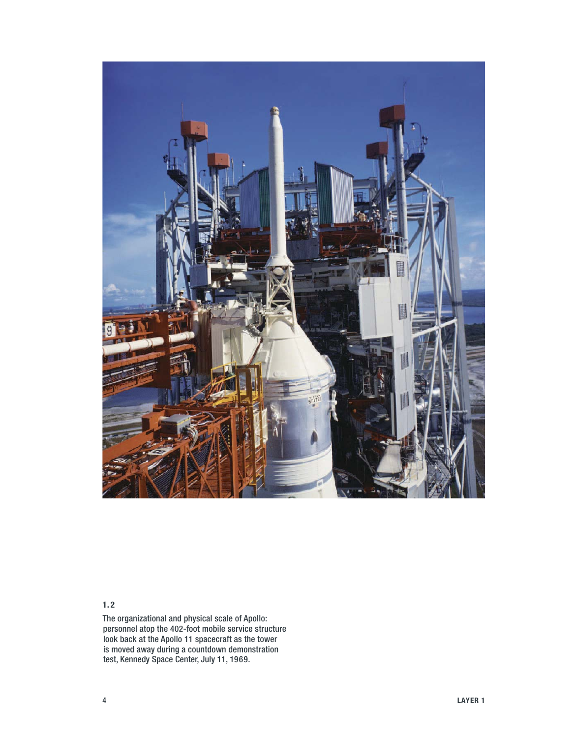**1.2**

The organizational and physical scale of Apollo: personnel atop the 402-foot mobile service structure look back at the Apollo 11 spacecraft as the tower is moved away during a countdown demonstration test, Kennedy Space Center, July 11, 1969.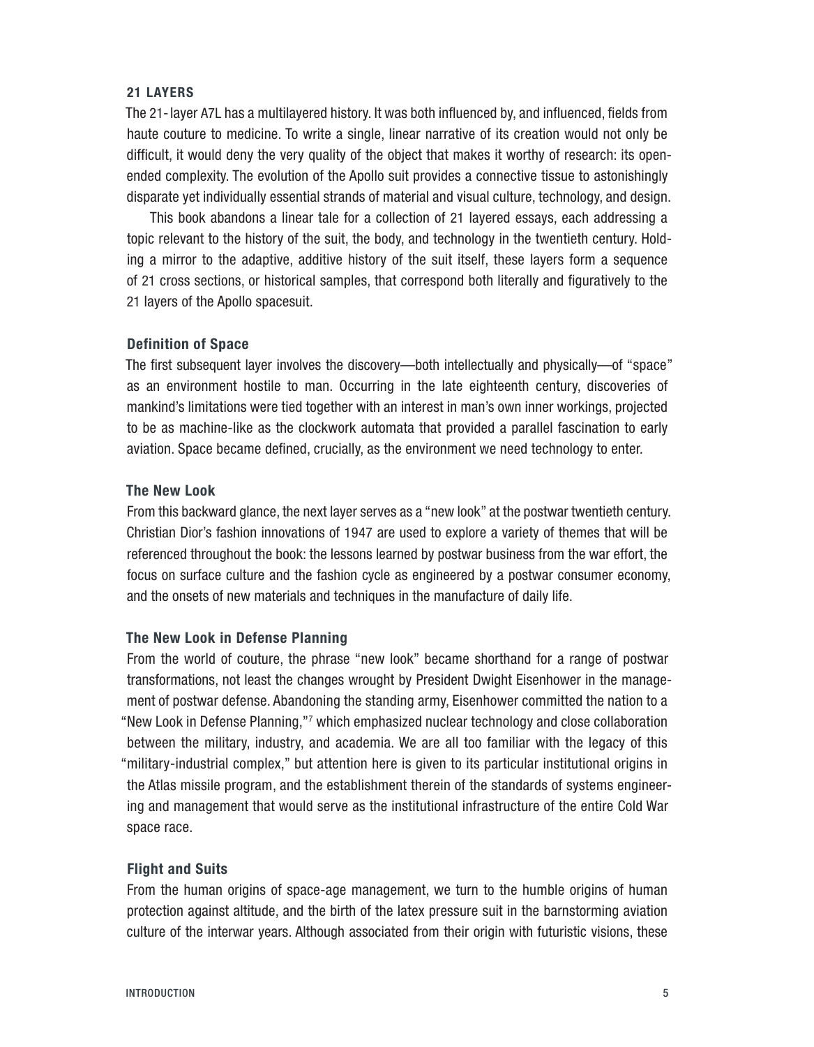## 21 LAYERS

The 21-layer A7L has a multilayered history. It was both influenced by, and influenced, fields from haute couture to medicine. To write a single, linear narrative of its creation would not only be difficult, it would deny the very quality of the object that makes it worthy of research: its open-ended complexity. The evolution of the Apollo suit provides a connective tissue to astonishingly disparate yet individually essential strands of material and visual culture, technology, and design.

This book abandons a linear tale for a collection of 21 layered essays, each addressing a topic relevant to the history of the suit, the body, and technology in the twentieth century. Holding a mirror to the adaptive, additive history of the suit itself, these layers form a sequence of 21 cross sections, or historical samples, that correspond both literally and figuratively to the 21 layers of the Apollo spacesuit.

### Definition of Space

The first subsequent layer involves the discovery—both intellectually and physically—of "space" as an environment hostile to man. Occurring in the late eighteenth century, discoveries of mankind's limitations were tied together with an interest in man's own inner workings, projected to be as machine-like as the clockwork automata that provided a parallel fascination to early aviation. Space became defined, crucially, as the environment we need technology to enter.

### The New Look

From this backward glance, the next layer serves as a "new look" at the postwar twentieth century. Christian Dior's fashion innovations of 1947 are used to explore a variety of themes that will be referenced throughout the book: the lessons learned by postwar business from the war effort, the focus on surface culture and the fashion cycle as engineered by a postwar consumer economy, and the onsets of new materials and techniques in the manufacture of daily life.

### The New Look in Defense Planning

From the world of couture, the phrase "new look" became shorthand for a range of postwar transformations, not least the changes wrought by President Dwight Eisenhower in the management of postwar defense. Abandoning the standing army, Eisenhower committed the nation to a "New Look in Defense Planning,"[7] which emphasized nuclear technology and close collaboration between the military, industry, and academia. We are all too familiar with the legacy of this "military-industrial complex," but attention here is given to its particular institutional origins in the Atlas missile program, and the establishment therein of the standards of systems engineering and management that would serve as the institutional infrastructure of the entire Cold War space race.

### Flight and Suits

From the human origins of space-age management, we turn to the humble origins of human protection against altitude, and the birth of the latex pressure suit in the barnstorming aviation culture of the interwar years. Although associated from their origin with futuristic visions, these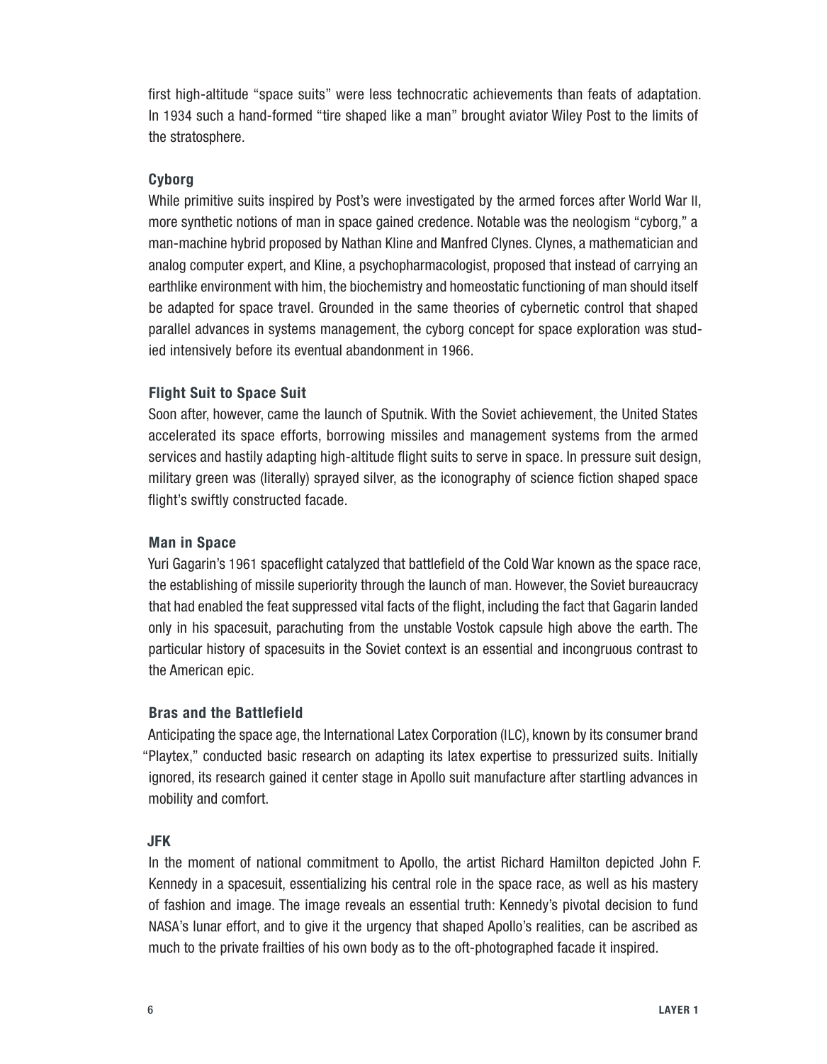first high-altitude "space suits" were less technocratic achievements than feats of adaptation. In 1934 such a hand-formed "tire shaped like a man" brought aviator Wiley Post to the limits of the stratosphere.

### Cyborg

While primitive suits inspired by Post's were investigated by the armed forces after World War II, more synthetic notions of man in space gained credence. Notable was the neologism "cyborg," a man-machine hybrid proposed by Nathan Kline and Manfred Clynes. Clynes, a mathematician and analog computer expert, and Kline, a psychopharmacologist, proposed that instead of carrying an earthlike environment with him, the biochemistry and homeostatic functioning of man should itself be adapted for space travel. Grounded in the same theories of cybernetic control that shaped parallel advances in systems management, the cyborg concept for space exploration was studied intensively before its eventual abandonment in 1966.

### Flight Suit to Space Suit

Soon after, however, came the launch of Sputnik. With the Soviet achievement, the United States accelerated its space efforts, borrowing missiles and management systems from the armed services and hastily adapting high-altitude flight suits to serve in space. In pressure suit design, military green was (literally) sprayed silver, as the iconography of science fiction shaped space flight's swiftly constructed facade.

### Man in Space

Yuri Gagarin's 1961 spaceflight catalyzed that battlefield of the Cold War known as the space race, the establishing of missile superiority through the launch of man. However, the Soviet bureaucracy that had enabled the feat suppressed vital facts of the flight, including the fact that Gagarin landed only in his spacesuit, parachuting from the unstable Vostok capsule high above the earth. The particular history of spacesuits in the Soviet context is an essential and incongruous contrast to the American epic.

### Bras and the Battlefield

Anticipating the space age, the International Latex Corporation (ILC), known by its consumer brand "Playtex," conducted basic research on adapting its latex expertise to pressurized suits. Initially ignored, its research gained it center stage in Apollo suit manufacture after startling advances in mobility and comfort.

### JFK

In the moment of national commitment to Apollo, the artist Richard Hamilton depicted John F. Kennedy in a spacesuit, essentializing his central role in the space race, as well as his mastery of fashion and image. The image reveals an essential truth: Kennedy's pivotal decision to fund NASA's lunar effort, and to give it the urgency that shaped Apollo's realities, can be ascribed as much to the private frailties of his own body as to the oft-photographed facade it inspired.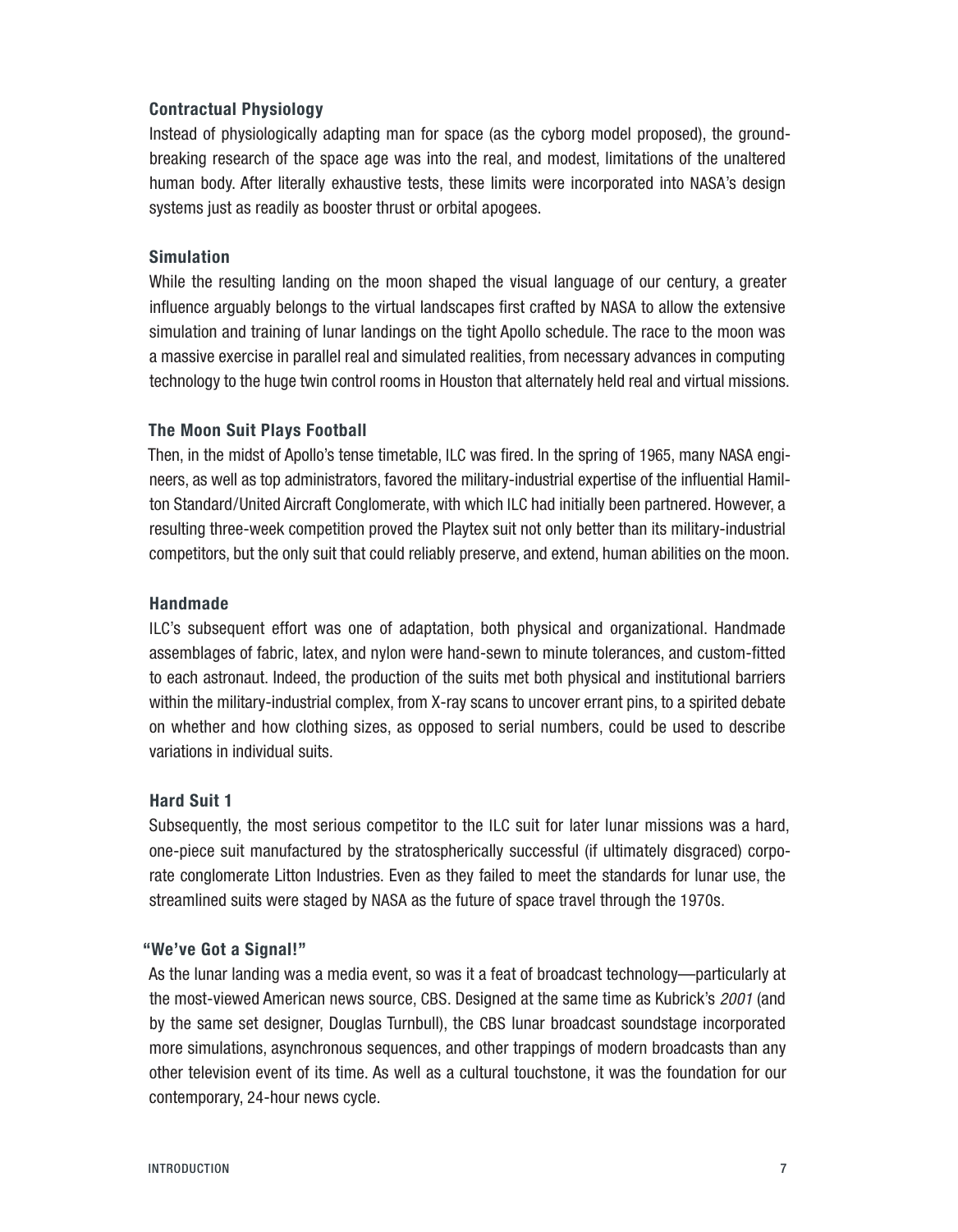### Contractual Physiology

Instead of physiologically adapting man for space (as the cyborg model proposed), the groundbreaking research of the space age was into the real, and modest, limitations of the unaltered human body. After literally exhaustive tests, these limits were incorporated into NASA's design systems just as readily as booster thrust or orbital apogees.

### Simulation

While the resulting landing on the moon shaped the visual language of our century, a greater influence arguably belongs to the virtual landscapes first crafted by NASA to allow the extensive simulation and training of lunar landings on the tight Apollo schedule. The race to the moon was a massive exercise in parallel real and simulated realities, from necessary advances in computing technology to the huge twin control rooms in Houston that alternately held real and virtual missions.

### The Moon Suit Plays Football

Then, in the midst of Apollo's tense timetable, ILC was fired. In the spring of 1965, many NASA engineers, as well as top administrators, favored the military-industrial expertise of the influential Hamilton Standard/United Aircraft Conglomerate, with which ILC had initially been partnered. However, a resulting three-week competition proved the Playtex suit not only better than its military-industrial competitors, but the only suit that could reliably preserve, and extend, human abilities on the moon.

### Handmade

ILC's subsequent effort was one of adaptation, both physical and organizational. Handmade assemblages of fabric, latex, and nylon were hand-sewn to minute tolerances, and custom-fitted to each astronaut. Indeed, the production of the suits met both physical and institutional barriers within the military-industrial complex, from X-ray scans to uncover errant pins, to a spirited debate on whether and how clothing sizes, as opposed to serial numbers, could be used to describe variations in individual suits.

### Hard Suit 1

Subsequently, the most serious competitor to the ILC suit for later lunar missions was a hard, one-piece suit manufactured by the stratospherically successful (if ultimately disgraced) corporate conglomerate Litton Industries. Even as they failed to meet the standards for lunar use, the streamlined suits were staged by NASA as the future of space travel through the 1970s.

### "We've Got a Signal!"

As the lunar landing was a media event, so was it a feat of broadcast technology—particularly at the most-viewed American news source, CBS. Designed at the same time as Kubrick's *2001* (and by the same set designer, Douglas Turnbull), the CBS lunar broadcast soundstage incorporated more simulations, asynchronous sequences, and other trappings of modern broadcasts than any other television event of its time. As well as a cultural touchstone, it was the foundation for our contemporary, 24-hour news cycle.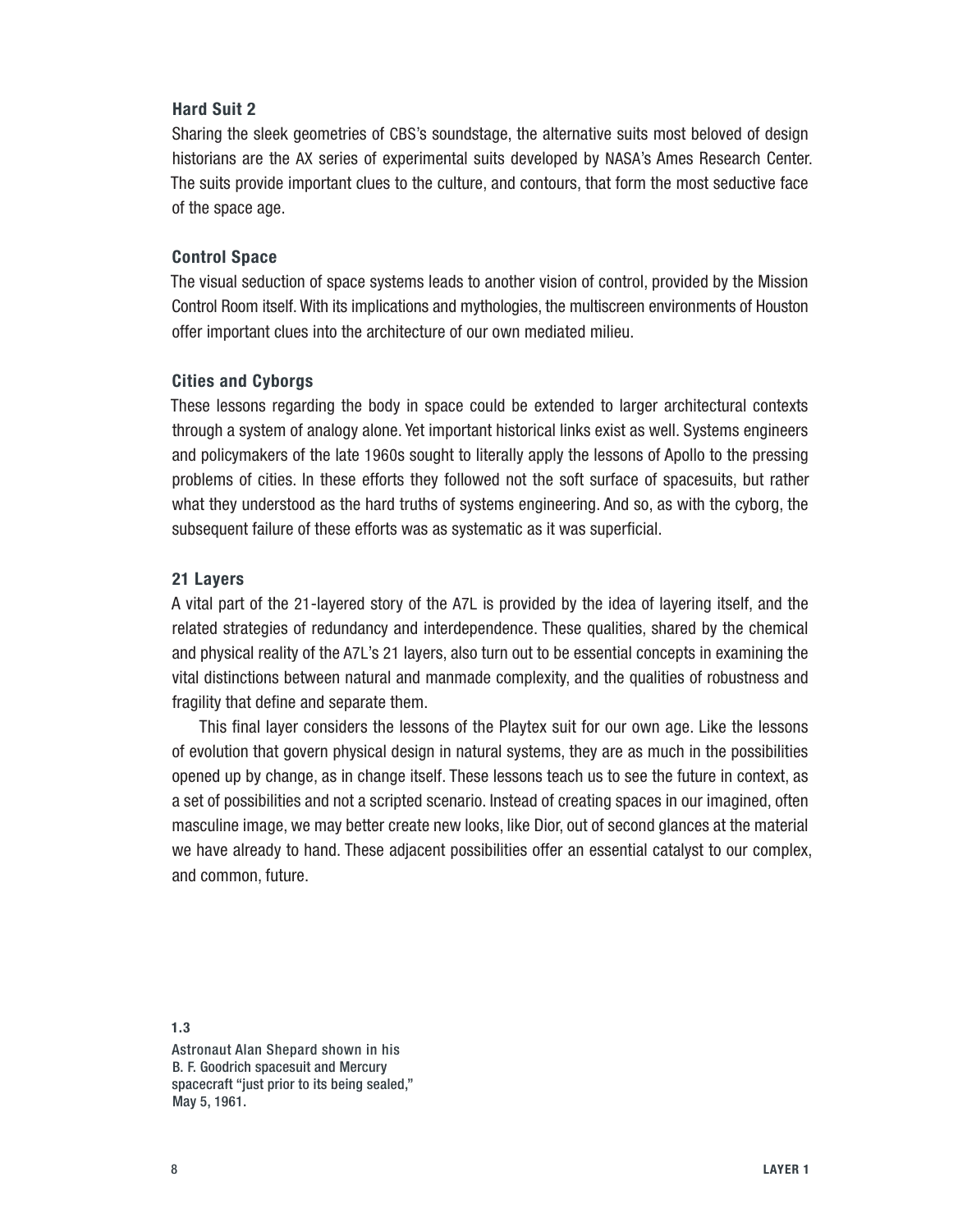### Hard Suit 2

Sharing the sleek geometries of CBS's soundstage, the alternative suits most beloved of design historians are the AX series of experimental suits developed by NASA's Ames Research Center. The suits provide important clues to the culture, and contours, that form the most seductive face of the space age.

### Control Space

The visual seduction of space systems leads to another vision of control, provided by the Mission Control Room itself. With its implications and mythologies, the multiscreen environments of Houston offer important clues into the architecture of our own mediated milieu.

### Cities and Cyborgs

These lessons regarding the body in space could be extended to larger architectural contexts through a system of analogy alone. Yet important historical links exist as well. Systems engineers and policymakers of the late 1960s sought to literally apply the lessons of Apollo to the pressing problems of cities. In these efforts they followed not the soft surface of spacesuits, but rather what they understood as the hard truths of systems engineering. And so, as with the cyborg, the subsequent failure of these efforts was as systematic as it was superficial.

### 21 Layers

A vital part of the 21-layered story of the A7L is provided by the idea of layering itself, and the related strategies of redundancy and interdependence. These qualities, shared by the chemical and physical reality of the A7L's 21 layers, also turn out to be essential concepts in examining the vital distinctions between natural and manmade complexity, and the qualities of robustness and fragility that define and separate them.

This final layer considers the lessons of the Playtex suit for our own age. Like the lessons of evolution that govern physical design in natural systems, they are as much in the possibilities opened up by change, as in change itself. These lessons teach us to see the future in context, as a set of possibilities and not a scripted scenario. Instead of creating spaces in our imagined, often masculine image, we may better create new looks, like Dior, out of second glances at the material we have already to hand. These adjacent possibilities offer an essential catalyst to our complex, and common, future.

**1.3**
Astronaut Alan Shepard shown in his B. F. Goodrich spacesuit and Mercury spacecraft "just prior to its being sealed," May 5, 1961.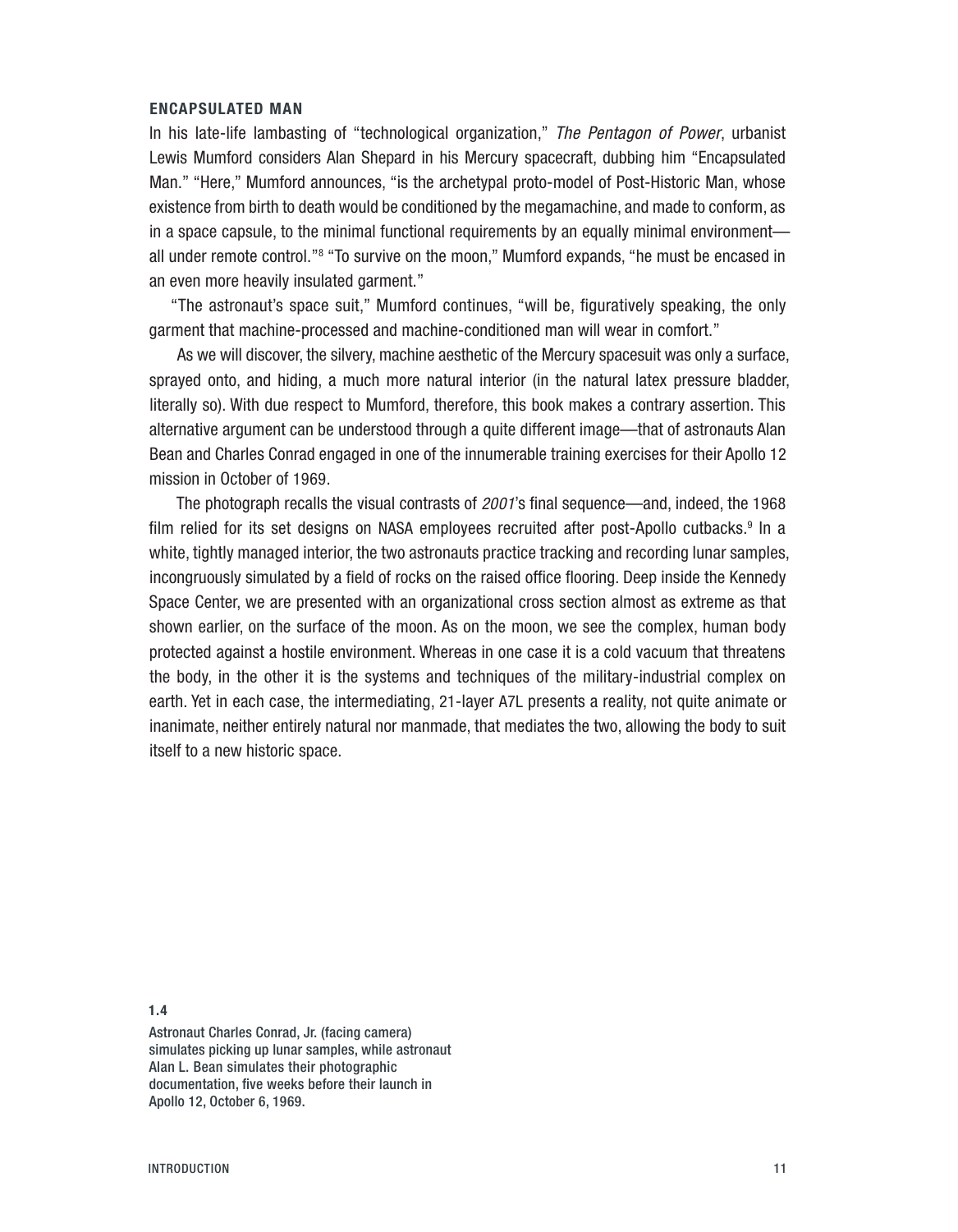## ENCAPSULATED MAN

In his late-life lambasting of "technological organization," *The Pentagon of Power*, urbanist Lewis Mumford considers Alan Shepard in his Mercury spacecraft, dubbing him "Encapsulated Man." "Here," Mumford announces, "is the archetypal proto-model of Post-Historic Man, whose existence from birth to death would be conditioned by the megamachine, and made to conform, as in a space capsule, to the minimal functional requirements by an equally minimal environment—all under remote control."[8] "To survive on the moon," Mumford expands, "he must be encased in an even more heavily insulated garment."

"The astronaut's space suit," Mumford continues, "will be, figuratively speaking, the only garment that machine-processed and machine-conditioned man will wear in comfort."

As we will discover, the silvery, machine aesthetic of the Mercury spacesuit was only a surface, sprayed onto, and hiding, a much more natural interior (in the natural latex pressure bladder, literally so). With due respect to Mumford, therefore, this book makes a contrary assertion. This alternative argument can be understood through a quite different image—that of astronauts Alan Bean and Charles Conrad engaged in one of the innumerable training exercises for their Apollo 12 mission in October of 1969.

The photograph recalls the visual contrasts of *2001*'s final sequence—and, indeed, the 1968 film relied for its set designs on NASA employees recruited after post-Apollo cutbacks.[9] In a white, tightly managed interior, the two astronauts practice tracking and recording lunar samples, incongruously simulated by a field of rocks on the raised office flooring. Deep inside the Kennedy Space Center, we are presented with an organizational cross section almost as extreme as that shown earlier, on the surface of the moon. As on the moon, we see the complex, human body protected against a hostile environment. Whereas in one case it is a cold vacuum that threatens the body, in the other it is the systems and techniques of the military-industrial complex on earth. Yet in each case, the intermediating, 21-layer A7L presents a reality, not quite animate or inanimate, neither entirely natural nor manmade, that mediates the two, allowing the body to suit itself to a new historic space.

**1.4**

Astronaut Charles Conrad, Jr. (facing camera) simulates picking up lunar samples, while astronaut Alan L. Bean simulates their photographic documentation, five weeks before their launch in Apollo 12, October 6, 1969.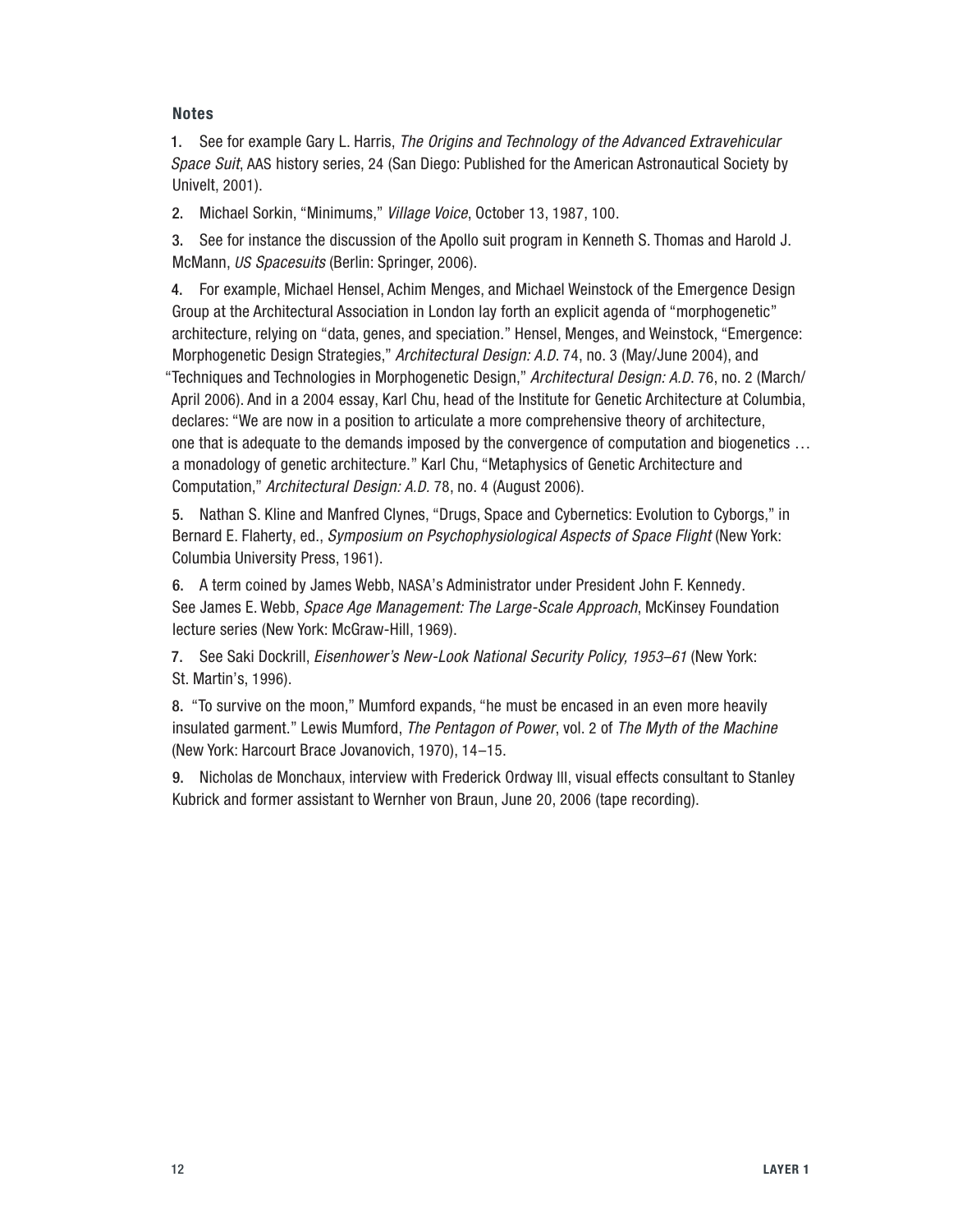## Notes

1. See for example Gary L. Harris, *The Origins and Technology of the Advanced Extravehicular Space Suit*, AAS history series, 24 (San Diego: Published for the American Astronautical Society by Univelt, 2001).

2. Michael Sorkin, "Minimums," *Village Voice*, October 13, 1987, 100.

3. See for instance the discussion of the Apollo suit program in Kenneth S. Thomas and Harold J. McMann, *US Spacesuits* (Berlin: Springer, 2006).

4. For example, Michael Hensel, Achim Menges, and Michael Weinstock of the Emergence Design Group at the Architectural Association in London lay forth an explicit agenda of "morphogenetic" architecture, relying on "data, genes, and speciation." Hensel, Menges, and Weinstock, "Emergence: Morphogenetic Design Strategies," *Architectural Design: A.D*. 74, no. 3 (May/June 2004), and "Techniques and Technologies in Morphogenetic Design," *Architectural Design: A.D.* 76, no. 2 (March/April 2006). And in a 2004 essay, Karl Chu, head of the Institute for Genetic Architecture at Columbia, declares: "We are now in a position to articulate a more comprehensive theory of architecture, one that is adequate to the demands imposed by the convergence of computation and biogenetics … a monadology of genetic architecture." Karl Chu, "Metaphysics of Genetic Architecture and Computation," *Architectural Design: A.D.* 78, no. 4 (August 2006).

5. Nathan S. Kline and Manfred Clynes, "Drugs, Space and Cybernetics: Evolution to Cyborgs," in Bernard E. Flaherty, ed., *Symposium on Psychophysiological Aspects of Space Flight* (New York: Columbia University Press, 1961).

6. A term coined by James Webb, NASA's Administrator under President John F. Kennedy. See James E. Webb, *Space Age Management: The Large-Scale Approach*, McKinsey Foundation lecture series (New York: McGraw-Hill, 1969).

7. See Saki Dockrill, *Eisenhower's New-Look National Security Policy, 1953–61* (New York: St. Martin's, 1996).

8. "To survive on the moon," Mumford expands, "he must be encased in an even more heavily insulated garment." Lewis Mumford, *The Pentagon of Power*, vol. 2 of *The Myth of the Machine* (New York: Harcourt Brace Jovanovich, 1970), 14–15.

9. Nicholas de Monchaux, interview with Frederick Ordway III, visual effects consultant to Stanley Kubrick and former assistant to Wernher von Braun, June 20, 2006 (tape recording).